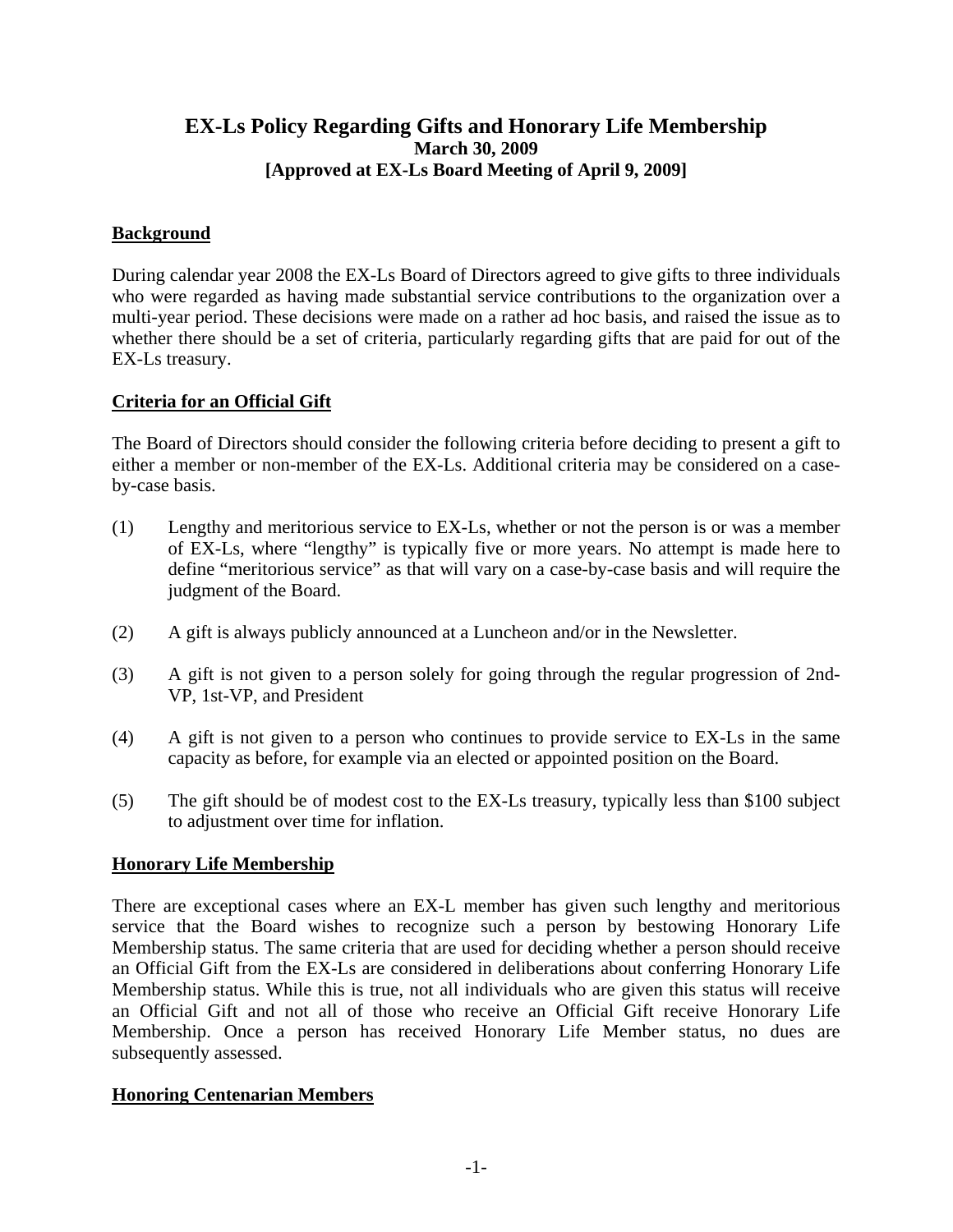# EX-Ls Policy Regarding Gifts and Honorary Life Membership

**March 30, 2009**

**[Approved at EX-Ls Board Meeting of April 9, 2009]**

## Background

During calendar year 2008 the EX-Ls Board of Directors agreed to give gifts to three individuals who were regarded as having made substantial service contributions to the organization over a multi-year period. These decisions were made on a rather ad hoc basis, and raised the issue as to whether there should be a set of criteria, particularly regarding gifts that are paid for out of the EX-Ls treasury.

## Criteria for an Official Gift

The Board of Directors should consider the following criteria before deciding to present a gift to either a member or non-member of the EX-Ls. Additional criteria may be considered on a case-by-case basis.

(1) Lengthy and meritorious service to EX-Ls, whether or not the person is or was a member of EX-Ls, where "lengthy" is typically five or more years. No attempt is made here to define "meritorious service" as that will vary on a case-by-case basis and will require the judgment of the Board.

(2) A gift is always publicly announced at a Luncheon and/or in the Newsletter.

(3) A gift is not given to a person solely for going through the regular progression of 2nd-VP, 1st-VP, and President

(4) A gift is not given to a person who continues to provide service to EX-Ls in the same capacity as before, for example via an elected or appointed position on the Board.

(5) The gift should be of modest cost to the EX-Ls treasury, typically less than $100 subject to adjustment over time for inflation.

## Honorary Life Membership

There are exceptional cases where an EX-L member has given such lengthy and meritorious service that the Board wishes to recognize such a person by bestowing Honorary Life Membership status. The same criteria that are used for deciding whether a person should receive an Official Gift from the EX-Ls are considered in deliberations about conferring Honorary Life Membership status. While this is true, not all individuals who are given this status will receive an Official Gift and not all of those who receive an Official Gift receive Honorary Life Membership. Once a person has received Honorary Life Member status, no dues are subsequently assessed.

## Honoring Centenarian Members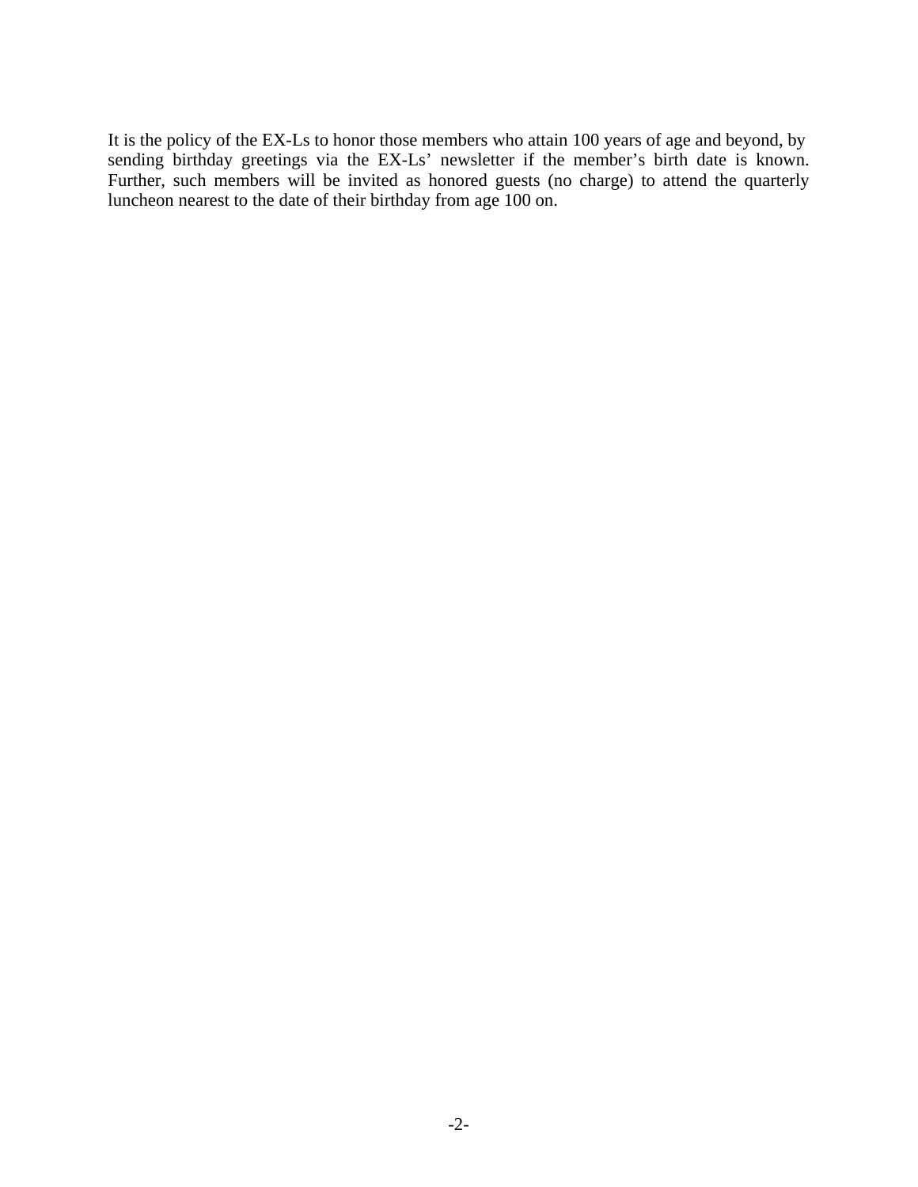It is the policy of the EX-Ls to honor those members who attain 100 years of age and beyond, by sending birthday greetings via the EX-Ls' newsletter if the member's birth date is known. Further, such members will be invited as honored guests (no charge) to attend the quarterly luncheon nearest to the date of their birthday from age 100 on.